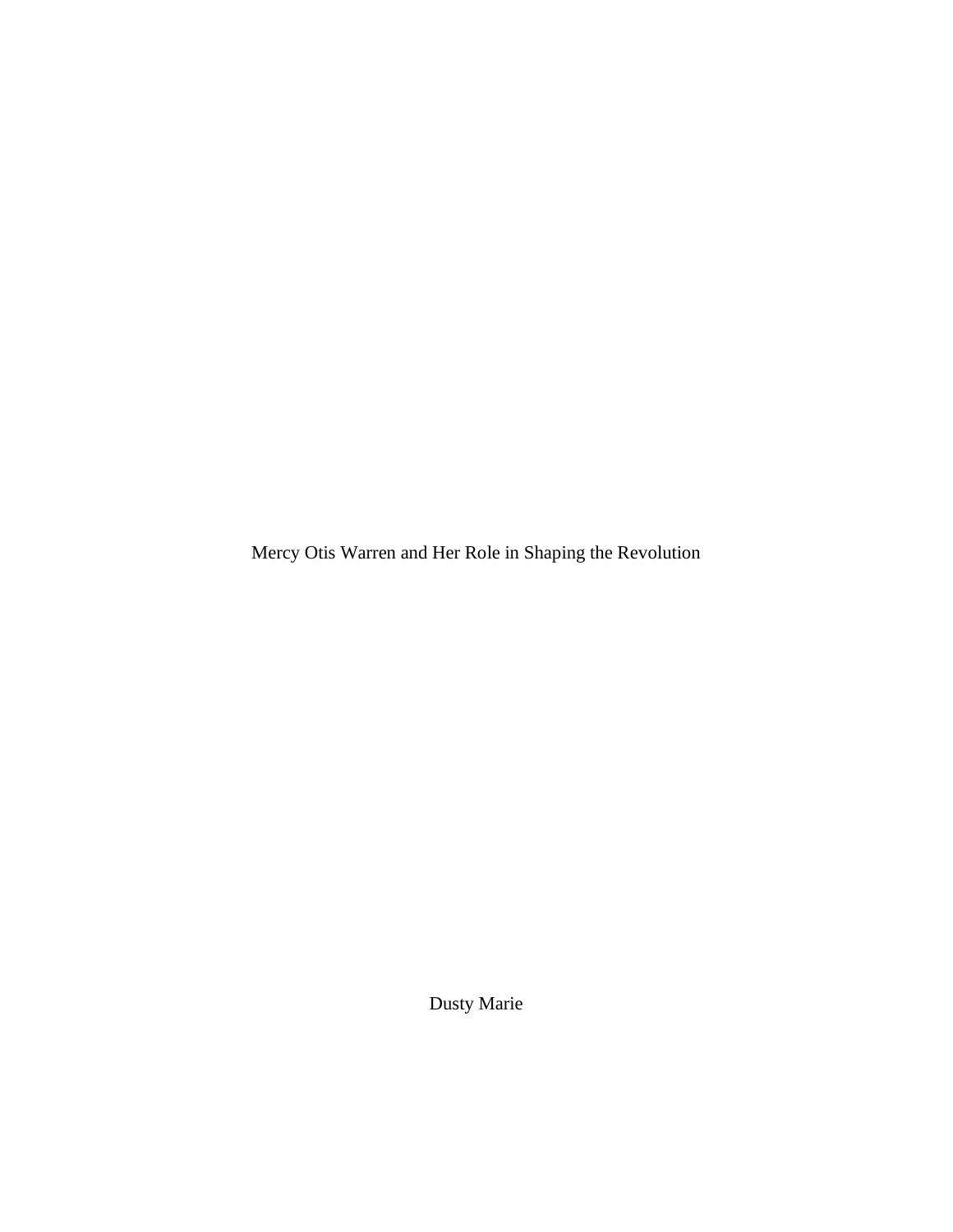# Mercy Otis Warren and Her Role in Shaping the Revolution

Dusty Marie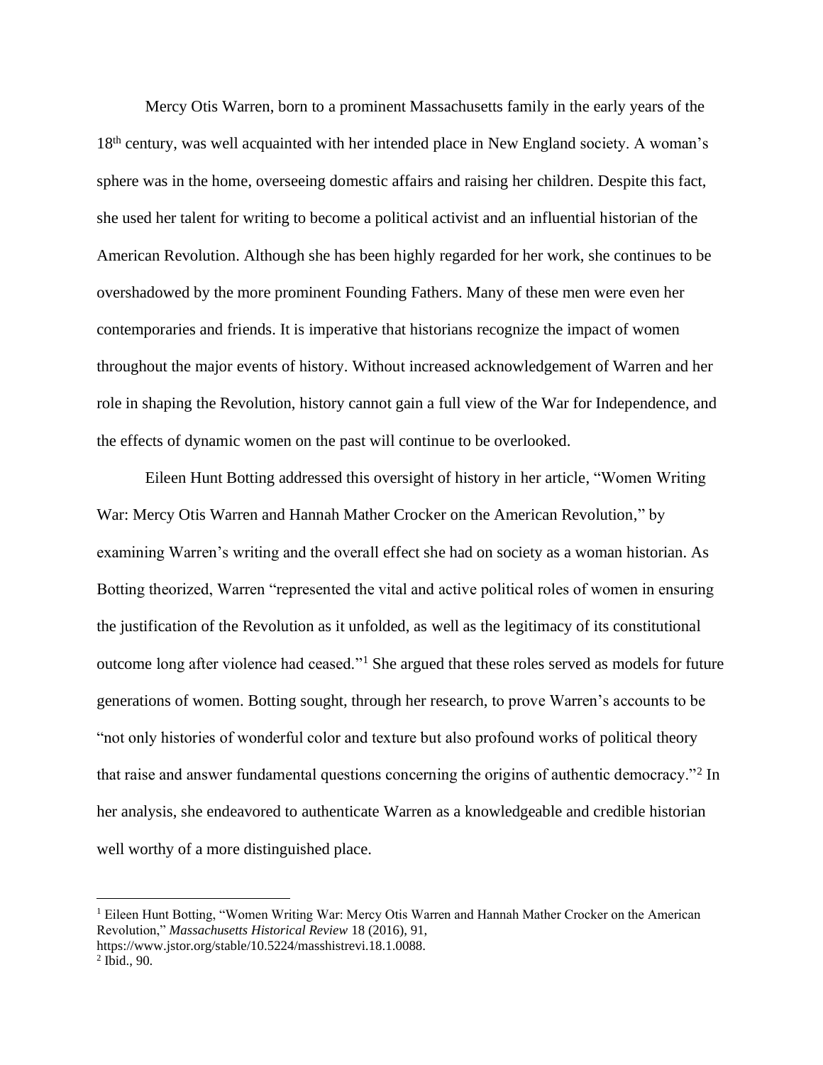Mercy Otis Warren, born to a prominent Massachusetts family in the early years of the 18th century, was well acquainted with her intended place in New England society. A woman's sphere was in the home, overseeing domestic affairs and raising her children. Despite this fact, she used her talent for writing to become a political activist and an influential historian of the American Revolution. Although she has been highly regarded for her work, she continues to be overshadowed by the more prominent Founding Fathers. Many of these men were even her contemporaries and friends. It is imperative that historians recognize the impact of women throughout the major events of history. Without increased acknowledgement of Warren and her role in shaping the Revolution, history cannot gain a full view of the War for Independence, and the effects of dynamic women on the past will continue to be overlooked.

Eileen Hunt Botting addressed this oversight of history in her article, "Women Writing War: Mercy Otis Warren and Hannah Mather Crocker on the American Revolution," by examining Warren's writing and the overall effect she had on society as a woman historian. As Botting theorized, Warren "represented the vital and active political roles of women in ensuring the justification of the Revolution as it unfolded, as well as the legitimacy of its constitutional outcome long after violence had ceased."[1] She argued that these roles served as models for future generations of women. Botting sought, through her research, to prove Warren's accounts to be "not only histories of wonderful color and texture but also profound works of political theory that raise and answer fundamental questions concerning the origins of authentic democracy."[2] In her analysis, she endeavored to authenticate Warren as a knowledgeable and credible historian well worthy of a more distinguished place.

---

[1] Eileen Hunt Botting, "Women Writing War: Mercy Otis Warren and Hannah Mather Crocker on the American Revolution," *Massachusetts Historical Review* 18 (2016), 91, https://www.jstor.org/stable/10.5224/masshistrevi.18.1.0088.

[2] Ibid., 90.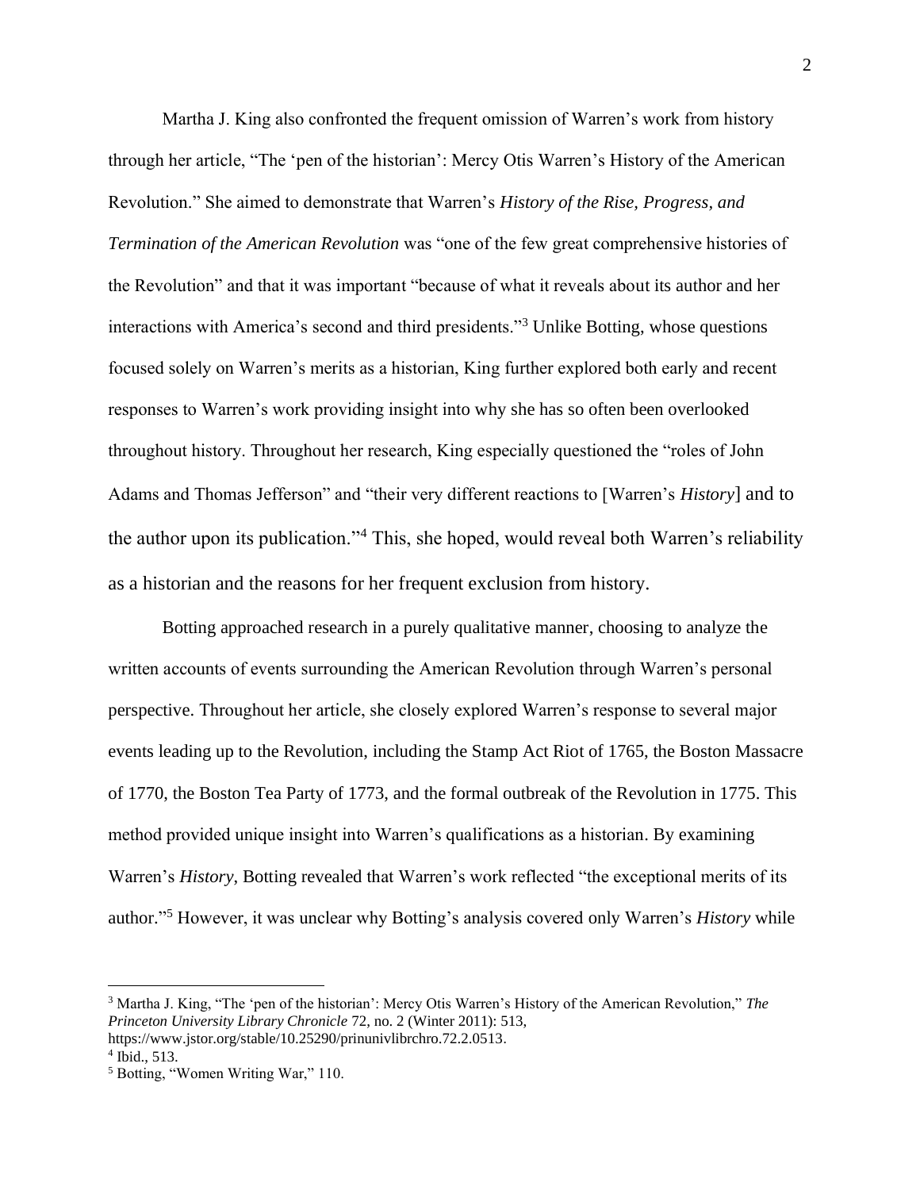Martha J. King also confronted the frequent omission of Warren's work from history through her article, "The 'pen of the historian': Mercy Otis Warren's History of the American Revolution." She aimed to demonstrate that Warren's *History of the Rise, Progress, and Termination of the American Revolution* was "one of the few great comprehensive histories of the Revolution" and that it was important "because of what it reveals about its author and her interactions with America's second and third presidents."[3] Unlike Botting, whose questions focused solely on Warren's merits as a historian, King further explored both early and recent responses to Warren's work providing insight into why she has so often been overlooked throughout history. Throughout her research, King especially questioned the "roles of John Adams and Thomas Jefferson" and "their very different reactions to [Warren's *History*] and to the author upon its publication."[4] This, she hoped, would reveal both Warren's reliability as a historian and the reasons for her frequent exclusion from history.

Botting approached research in a purely qualitative manner, choosing to analyze the written accounts of events surrounding the American Revolution through Warren's personal perspective. Throughout her article, she closely explored Warren's response to several major events leading up to the Revolution, including the Stamp Act Riot of 1765, the Boston Massacre of 1770, the Boston Tea Party of 1773, and the formal outbreak of the Revolution in 1775. This method provided unique insight into Warren's qualifications as a historian. By examining Warren's *History*, Botting revealed that Warren's work reflected "the exceptional merits of its author."[5] However, it was unclear why Botting's analysis covered only Warren's *History* while

---

[3] Martha J. King, "The 'pen of the historian': Mercy Otis Warren's History of the American Revolution," *The Princeton University Library Chronicle* 72, no. 2 (Winter 2011): 513, https://www.jstor.org/stable/10.25290/prinunivlibrchro.72.2.0513.

[4] Ibid., 513.

[5] Botting, "Women Writing War," 110.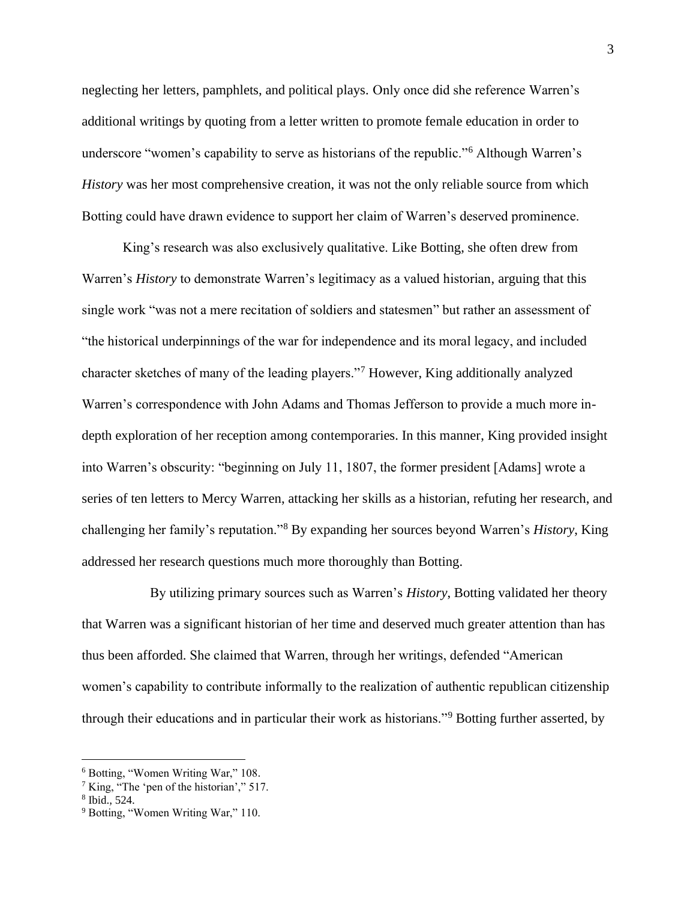neglecting her letters, pamphlets, and political plays. Only once did she reference Warren's additional writings by quoting from a letter written to promote female education in order to underscore "women's capability to serve as historians of the republic."[6] Although Warren's *History* was her most comprehensive creation, it was not the only reliable source from which Botting could have drawn evidence to support her claim of Warren's deserved prominence.

King's research was also exclusively qualitative. Like Botting, she often drew from Warren's *History* to demonstrate Warren's legitimacy as a valued historian, arguing that this single work "was not a mere recitation of soldiers and statesmen" but rather an assessment of "the historical underpinnings of the war for independence and its moral legacy, and included character sketches of many of the leading players."[7] However, King additionally analyzed Warren's correspondence with John Adams and Thomas Jefferson to provide a much more in-depth exploration of her reception among contemporaries. In this manner, King provided insight into Warren's obscurity: "beginning on July 11, 1807, the former president [Adams] wrote a series of ten letters to Mercy Warren, attacking her skills as a historian, refuting her research, and challenging her family's reputation."[8] By expanding her sources beyond Warren's *History*, King addressed her research questions much more thoroughly than Botting.

By utilizing primary sources such as Warren's *History*, Botting validated her theory that Warren was a significant historian of her time and deserved much greater attention than has thus been afforded. She claimed that Warren, through her writings, defended "American women's capability to contribute informally to the realization of authentic republican citizenship through their educations and in particular their work as historians."[9] Botting further asserted, by

---

[6] Botting, "Women Writing War," 108.

[7] King, "The 'pen of the historian'," 517.

[8] Ibid., 524.

[9] Botting, "Women Writing War," 110.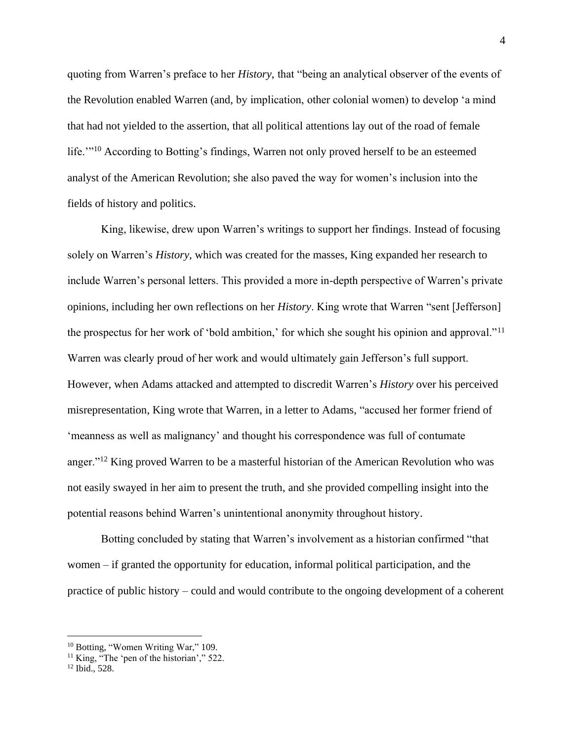quoting from Warren's preface to her *History*, that "being an analytical observer of the events of the Revolution enabled Warren (and, by implication, other colonial women) to develop 'a mind that had not yielded to the assertion, that all political attentions lay out of the road of female life.'"[10] According to Botting's findings, Warren not only proved herself to be an esteemed analyst of the American Revolution; she also paved the way for women's inclusion into the fields of history and politics.

King, likewise, drew upon Warren's writings to support her findings. Instead of focusing solely on Warren's *History*, which was created for the masses, King expanded her research to include Warren's personal letters. This provided a more in-depth perspective of Warren's private opinions, including her own reflections on her *History*. King wrote that Warren "sent [Jefferson] the prospectus for her work of 'bold ambition,' for which she sought his opinion and approval."[11] Warren was clearly proud of her work and would ultimately gain Jefferson's full support. However, when Adams attacked and attempted to discredit Warren's *History* over his perceived misrepresentation, King wrote that Warren, in a letter to Adams, "accused her former friend of 'meanness as well as malignancy' and thought his correspondence was full of contumate anger."[12] King proved Warren to be a masterful historian of the American Revolution who was not easily swayed in her aim to present the truth, and she provided compelling insight into the potential reasons behind Warren's unintentional anonymity throughout history.

Botting concluded by stating that Warren's involvement as a historian confirmed "that women – if granted the opportunity for education, informal political participation, and the practice of public history – could and would contribute to the ongoing development of a coherent

---

[10] Botting, "Women Writing War," 109.

[11] King, "The 'pen of the historian'," 522.

[12] Ibid., 528.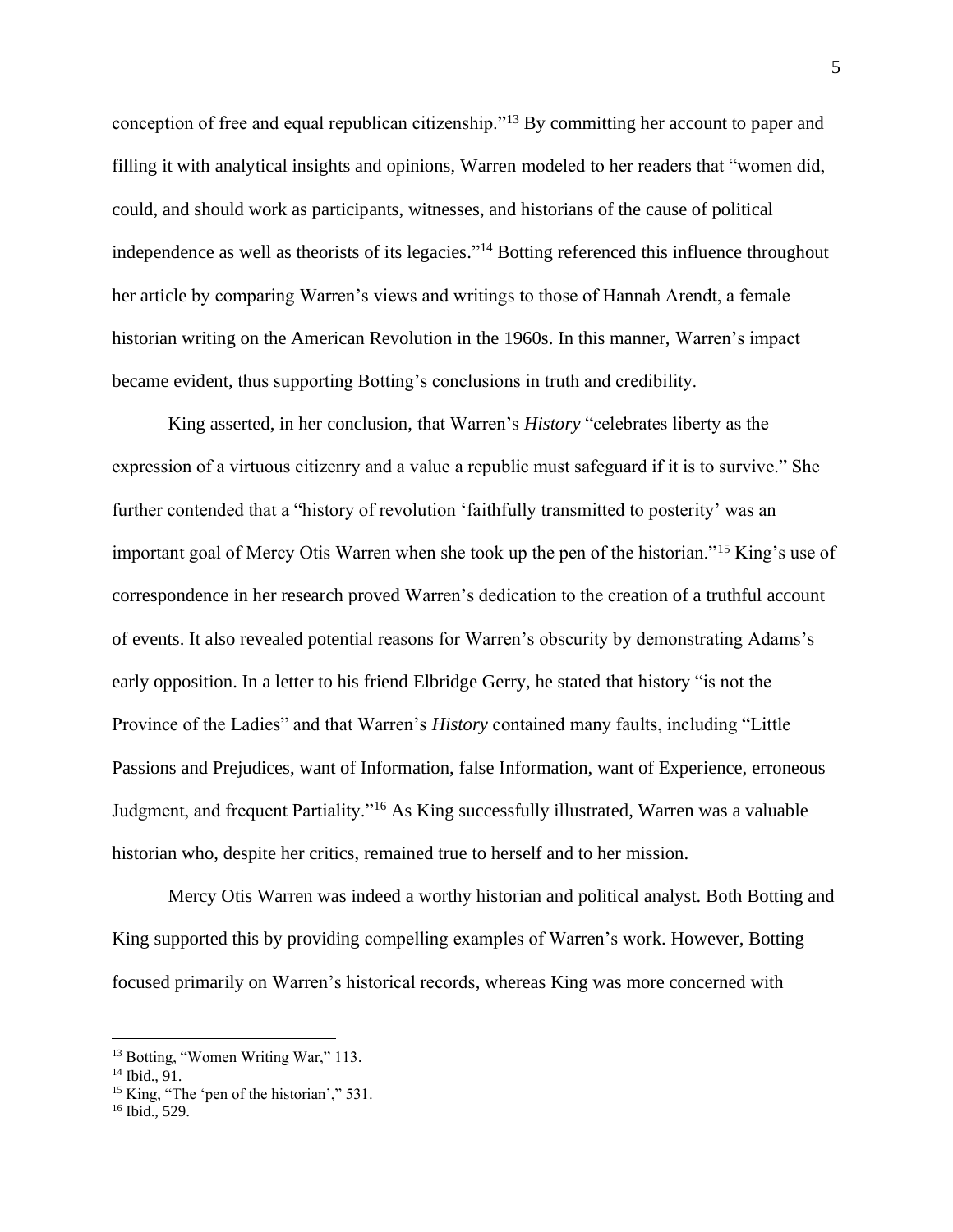conception of free and equal republican citizenship."[13] By committing her account to paper and filling it with analytical insights and opinions, Warren modeled to her readers that "women did, could, and should work as participants, witnesses, and historians of the cause of political independence as well as theorists of its legacies."[14] Botting referenced this influence throughout her article by comparing Warren's views and writings to those of Hannah Arendt, a female historian writing on the American Revolution in the 1960s. In this manner, Warren's impact became evident, thus supporting Botting's conclusions in truth and credibility.

King asserted, in her conclusion, that Warren's *History* "celebrates liberty as the expression of a virtuous citizenry and a value a republic must safeguard if it is to survive." She further contended that a "history of revolution 'faithfully transmitted to posterity' was an important goal of Mercy Otis Warren when she took up the pen of the historian."[15] King's use of correspondence in her research proved Warren's dedication to the creation of a truthful account of events. It also revealed potential reasons for Warren's obscurity by demonstrating Adams's early opposition. In a letter to his friend Elbridge Gerry, he stated that history "is not the Province of the Ladies" and that Warren's *History* contained many faults, including "Little Passions and Prejudices, want of Information, false Information, want of Experience, erroneous Judgment, and frequent Partiality."[16] As King successfully illustrated, Warren was a valuable historian who, despite her critics, remained true to herself and to her mission.

Mercy Otis Warren was indeed a worthy historian and political analyst. Both Botting and King supported this by providing compelling examples of Warren's work. However, Botting focused primarily on Warren's historical records, whereas King was more concerned with

---

[13] Botting, "Women Writing War," 113.

[14] Ibid., 91.

[15] King, "The 'pen of the historian'," 531.

[16] Ibid., 529.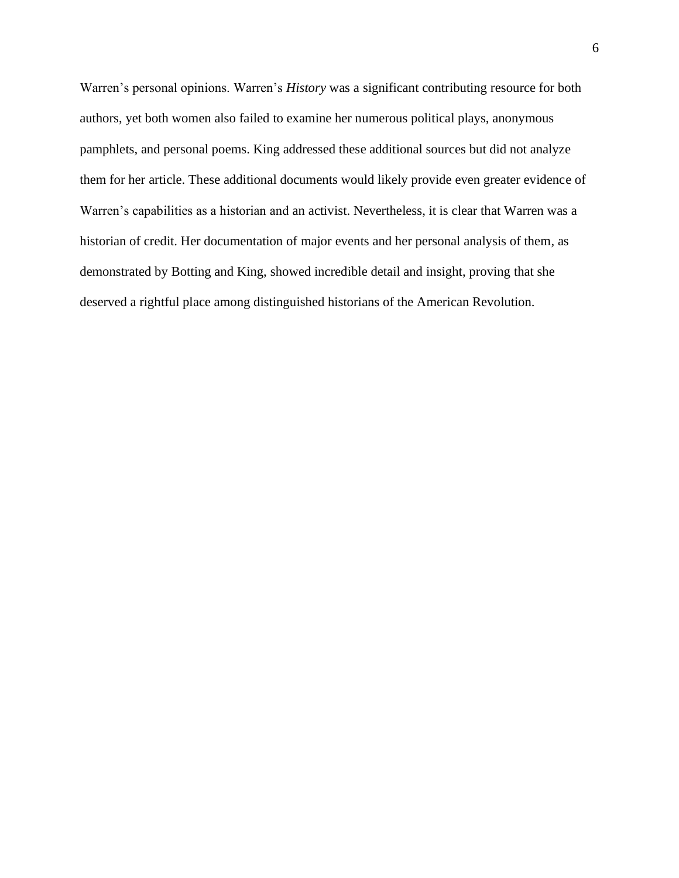Warren's personal opinions. Warren's *History* was a significant contributing resource for both authors, yet both women also failed to examine her numerous political plays, anonymous pamphlets, and personal poems. King addressed these additional sources but did not analyze them for her article. These additional documents would likely provide even greater evidence of Warren's capabilities as a historian and an activist. Nevertheless, it is clear that Warren was a historian of credit. Her documentation of major events and her personal analysis of them, as demonstrated by Botting and King, showed incredible detail and insight, proving that she deserved a rightful place among distinguished historians of the American Revolution.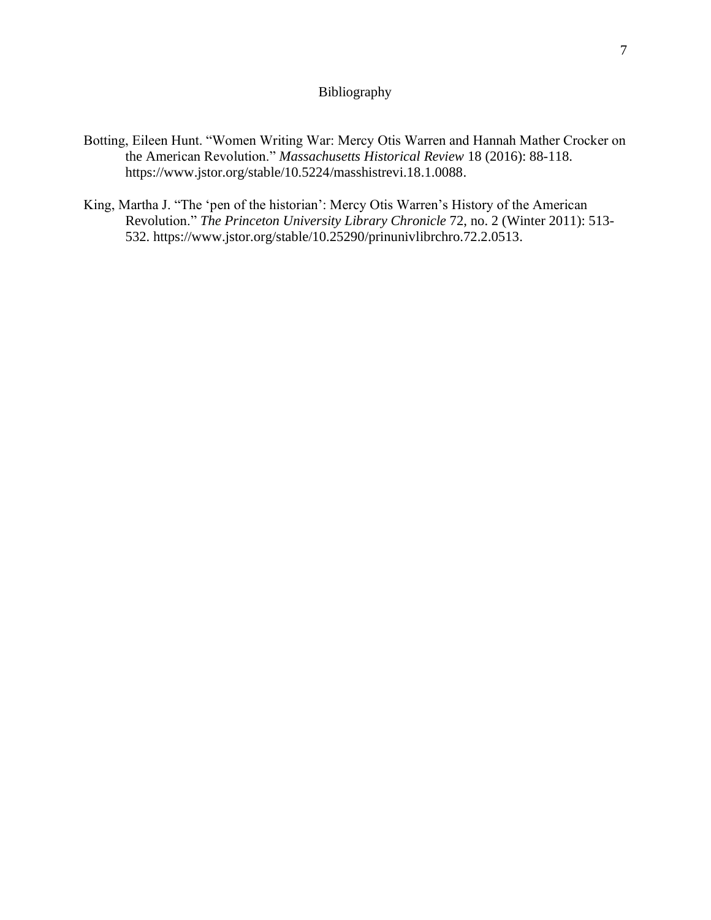# Bibliography

Botting, Eileen Hunt. "Women Writing War: Mercy Otis Warren and Hannah Mather Crocker on the American Revolution." *Massachusetts Historical Review* 18 (2016): 88-118. https://www.jstor.org/stable/10.5224/masshistrevi.18.1.0088.

King, Martha J. "The 'pen of the historian': Mercy Otis Warren's History of the American Revolution." *The Princeton University Library Chronicle* 72, no. 2 (Winter 2011): 513-532. https://www.jstor.org/stable/10.25290/prinunivlibrchro.72.2.0513.